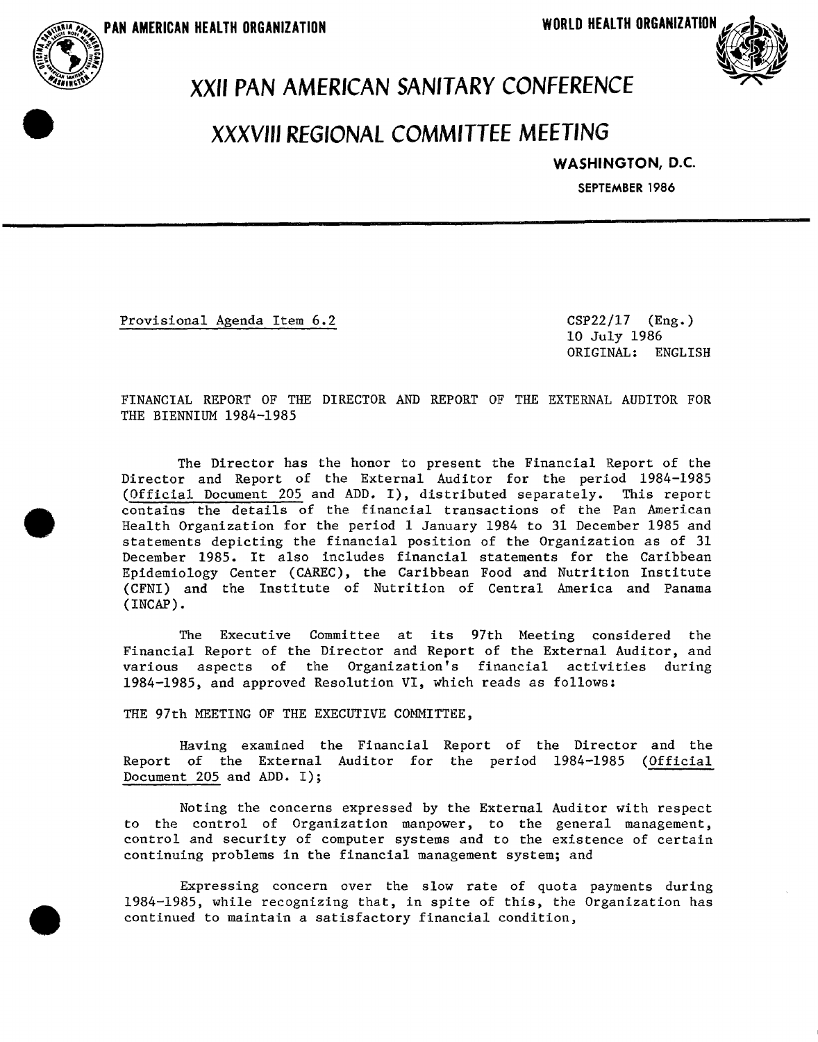PAN AMERICAN HEALTH ORGANIZATION

WORLD HEALTH ORGANIZATION

# XXII PAN AMERICAN SANITARY CONFERENCE

# XXXVIII REGIONAL COMMITTEE MEETING

**WASHINGTON, D.C.**

**SEPTEMBER 1986**

Provisional Agenda Item 6.2

CSP22/17 (Eng.)
10 July 1986
ORIGINAL: ENGLISH

FINANCIAL REPORT OF THE DIRECTOR AND REPORT OF THE EXTERNAL AUDITOR FOR THE BIENNIUM 1984-1985

The Director has the honor to present the Financial Report of the Director and Report of the External Auditor for the period 1984-1985 (Official Document 205 and ADD. I), distributed separately. This report contains the details of the financial transactions of the Pan American Health Organization for the period 1 January 1984 to 31 December 1985 and statements depicting the financial position of the Organization as of 31 December 1985. It also includes financial statements for the Caribbean Epidemiology Center (CAREC), the Caribbean Food and Nutrition Institute (CFNI) and the Institute of Nutrition of Central America and Panama (INCAP).

The Executive Committee at its 97th Meeting considered the Financial Report of the Director and Report of the External Auditor, and various aspects of the Organization's financial activities during 1984-1985, and approved Resolution VI, which reads as follows:

THE 97th MEETING OF THE EXECUTIVE COMMITTEE,

Having examined the Financial Report of the Director and the Report of the External Auditor for the period 1984-1985 (Official Document 205 and ADD. I);

Noting the concerns expressed by the External Auditor with respect to the control of Organization manpower, to the general management, control and security of computer systems and to the existence of certain continuing problems in the financial management system; and

Expressing concern over the slow rate of quota payments during 1984-1985, while recognizing that, in spite of this, the Organization has continued to maintain a satisfactory financial condition,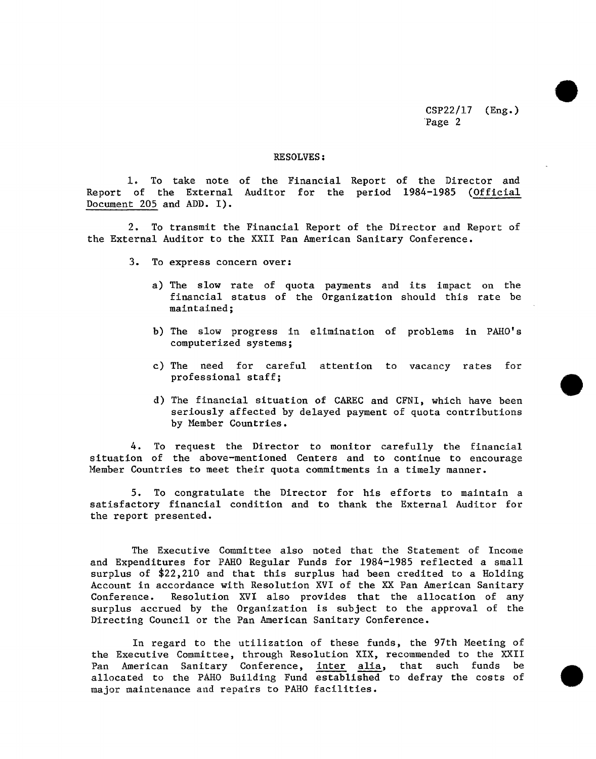RESOLVES:

1. To take note of the Financial Report of the Director and Report of the External Auditor for the period 1984-1985 (Official Document 205 and ADD. I).

2. To transmit the Financial Report of the Director and Report of the External Auditor to the XXII Pan American Sanitary Conference.

3. To express concern over:

a) The slow rate of quota payments and its impact on the financial status of the Organization should this rate be maintained;

b) The slow progress in elimination of problems in PAHO's computerized systems;

c) The need for careful attention to vacancy rates for professional staff;

d) The financial situation of CAREC and CFNI, which have been seriously affected by delayed payment of quota contributions by Member Countries.

4. To request the Director to monitor carefully the financial situation of the above-mentioned Centers and to continue to encourage Member Countries to meet their quota commitments in a timely manner.

5. To congratulate the Director for his efforts to maintain a satisfactory financial condition and to thank the External Auditor for the report presented.

The Executive Committee also noted that the Statement of Income and Expenditures for PAHO Regular Funds for 1984-1985 reflected a small surplus of $22,210 and that this surplus had been credited to a Holding Account in accordance with Resolution XVI of the XX Pan American Sanitary Conference. Resolution XVI also provides that the allocation of any surplus accrued by the Organization is subject to the approval of the Directing Council or the Pan American Sanitary Conference.

In regard to the utilization of these funds, the 97th Meeting of the Executive Committee, through Resolution XIX, recommended to the XXII Pan American Sanitary Conference, *inter alia*, that such funds be allocated to the PAHO Building Fund established to defray the costs of major maintenance and repairs to PAHO facilities.